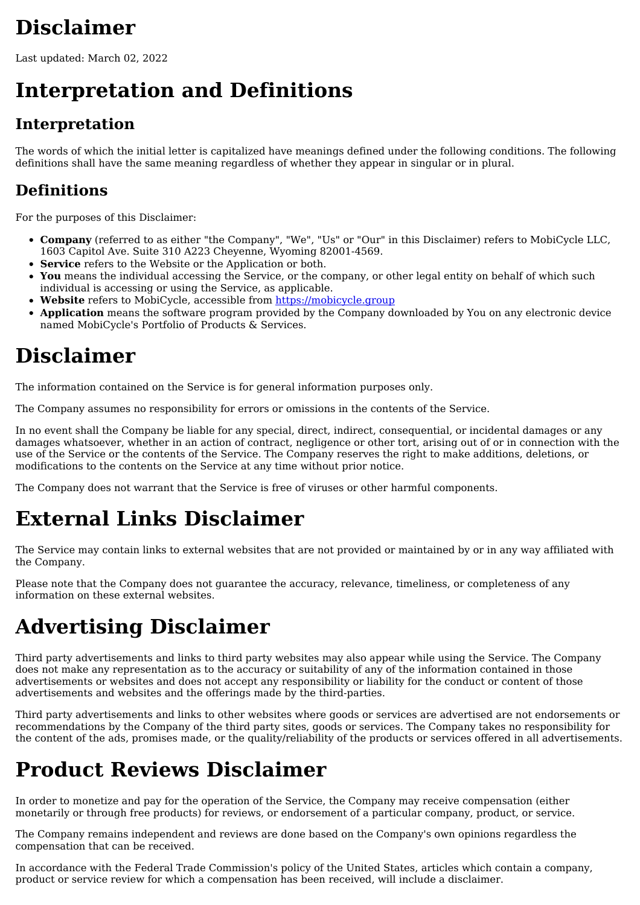# Disclaimer

Last updated: March 02, 2022

# Interpretation and Definitions

## Interpretation

The words of which the initial letter is capitalized have meanings defined under the following conditions. The following definitions shall have the same meaning regardless of whether they appear in singular or in plural.

## Definitions

For the purposes of this Disclaimer:

- **Company** (referred to as either "the Company", "We", "Us" or "Our" in this Disclaimer) refers to MobiCycle LLC, 1603 Capitol Ave. Suite 310 A223 Cheyenne, Wyoming 82001-4569.
- **Service** refers to the Website or the Application or both.
- **You** means the individual accessing the Service, or the company, or other legal entity on behalf of which such individual is accessing or using the Service, as applicable.
- **Website** refers to MobiCycle, accessible from [https://mobicycle.group](https://mobicycle.group)
- **Application** means the software program provided by the Company downloaded by You on any electronic device named MobiCycle's Portfolio of Products & Services.

# Disclaimer

The information contained on the Service is for general information purposes only.

The Company assumes no responsibility for errors or omissions in the contents of the Service.

In no event shall the Company be liable for any special, direct, indirect, consequential, or incidental damages or any damages whatsoever, whether in an action of contract, negligence or other tort, arising out of or in connection with the use of the Service or the contents of the Service. The Company reserves the right to make additions, deletions, or modifications to the contents on the Service at any time without prior notice.

The Company does not warrant that the Service is free of viruses or other harmful components.

# External Links Disclaimer

The Service may contain links to external websites that are not provided or maintained by or in any way affiliated with the Company.

Please note that the Company does not guarantee the accuracy, relevance, timeliness, or completeness of any information on these external websites.

# Advertising Disclaimer

Third party advertisements and links to third party websites may also appear while using the Service. The Company does not make any representation as to the accuracy or suitability of any of the information contained in those advertisements or websites and does not accept any responsibility or liability for the conduct or content of those advertisements and websites and the offerings made by the third-parties.

Third party advertisements and links to other websites where goods or services are advertised are not endorsements or recommendations by the Company of the third party sites, goods or services. The Company takes no responsibility for the content of the ads, promises made, or the quality/reliability of the products or services offered in all advertisements.

# Product Reviews Disclaimer

In order to monetize and pay for the operation of the Service, the Company may receive compensation (either monetarily or through free products) for reviews, or endorsement of a particular company, product, or service.

The Company remains independent and reviews are done based on the Company's own opinions regardless the compensation that can be received.

In accordance with the Federal Trade Commission's policy of the United States, articles which contain a company, product or service review for which a compensation has been received, will include a disclaimer.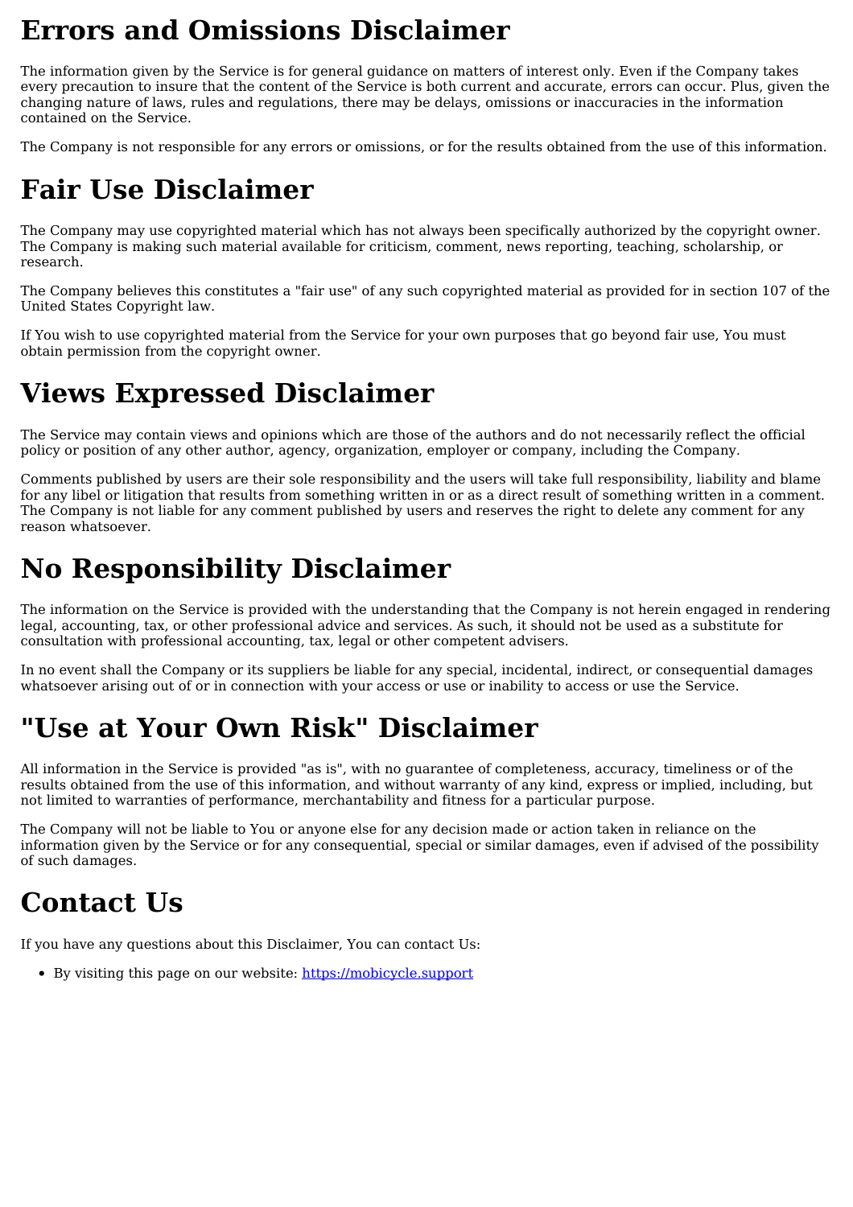# Errors and Omissions Disclaimer

The information given by the Service is for general guidance on matters of interest only. Even if the Company takes every precaution to insure that the content of the Service is both current and accurate, errors can occur. Plus, given the changing nature of laws, rules and regulations, there may be delays, omissions or inaccuracies in the information contained on the Service.

The Company is not responsible for any errors or omissions, or for the results obtained from the use of this information.

# Fair Use Disclaimer

The Company may use copyrighted material which has not always been specifically authorized by the copyright owner. The Company is making such material available for criticism, comment, news reporting, teaching, scholarship, or research.

The Company believes this constitutes a "fair use" of any such copyrighted material as provided for in section 107 of the United States Copyright law.

If You wish to use copyrighted material from the Service for your own purposes that go beyond fair use, You must obtain permission from the copyright owner.

# Views Expressed Disclaimer

The Service may contain views and opinions which are those of the authors and do not necessarily reflect the official policy or position of any other author, agency, organization, employer or company, including the Company.

Comments published by users are their sole responsibility and the users will take full responsibility, liability and blame for any libel or litigation that results from something written in or as a direct result of something written in a comment. The Company is not liable for any comment published by users and reserves the right to delete any comment for any reason whatsoever.

# No Responsibility Disclaimer

The information on the Service is provided with the understanding that the Company is not herein engaged in rendering legal, accounting, tax, or other professional advice and services. As such, it should not be used as a substitute for consultation with professional accounting, tax, legal or other competent advisers.

In no event shall the Company or its suppliers be liable for any special, incidental, indirect, or consequential damages whatsoever arising out of or in connection with your access or use or inability to access or use the Service.

# "Use at Your Own Risk" Disclaimer

All information in the Service is provided "as is", with no guarantee of completeness, accuracy, timeliness or of the results obtained from the use of this information, and without warranty of any kind, express or implied, including, but not limited to warranties of performance, merchantability and fitness for a particular purpose.

The Company will not be liable to You or anyone else for any decision made or action taken in reliance on the information given by the Service or for any consequential, special or similar damages, even if advised of the possibility of such damages.

# Contact Us

If you have any questions about this Disclaimer, You can contact Us:

- By visiting this page on our website: [https://mobicycle.support](https://mobicycle.support)